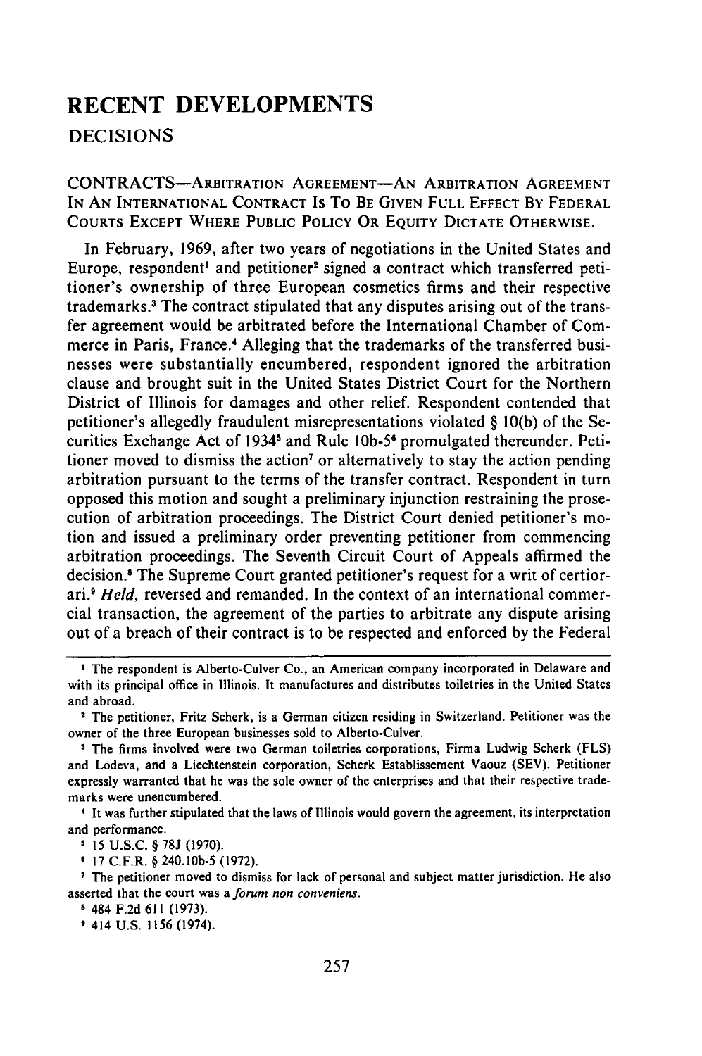# RECENT DEVELOPMENTS

## DECISIONS

CONTRACTS—ARBITRATION AGREEMENT—AN ARBITRATION AGREEMENT IN AN INTERNATIONAL CONTRACT IS TO BE GIVEN FULL EFFECT BY FEDERAL COURTS EXCEPT WHERE PUBLIC POLICY OR EQUITY DICTATE OTHERWISE.

In February, 1969, after two years of negotiations in the United States and Europe, respondent[1] and petitioner[2] signed a contract which transferred petitioner's ownership of three European cosmetics firms and their respective trademarks.[3] The contract stipulated that any disputes arising out of the transfer agreement would be arbitrated before the International Chamber of Commerce in Paris, France.[4] Alleging that the trademarks of the transferred businesses were substantially encumbered, respondent ignored the arbitration clause and brought suit in the United States District Court for the Northern District of Illinois for damages and other relief. Respondent contended that petitioner's allegedly fraudulent misrepresentations violated § 10(b) of the Securities Exchange Act of 1934[5] and Rule 10b-5[6] promulgated thereunder. Petitioner moved to dismiss the action[7] or alternatively to stay the action pending arbitration pursuant to the terms of the transfer contract. Respondent in turn opposed this motion and sought a preliminary injunction restraining the prosecution of arbitration proceedings. The District Court denied petitioner's motion and issued a preliminary order preventing petitioner from commencing arbitration proceedings. The Seventh Circuit Court of Appeals affirmed the decision.[8] The Supreme Court granted petitioner's request for a writ of certiorari.[9] *Held,* reversed and remanded. In the context of an international commercial transaction, the agreement of the parties to arbitrate any dispute arising out of a breach of their contract is to be respected and enforced by the Federal

---

[1] The respondent is Alberto-Culver Co., an American company incorporated in Delaware and with its principal office in Illinois. It manufactures and distributes toiletries in the United States and abroad.

[2] The petitioner, Fritz Scherk, is a German citizen residing in Switzerland. Petitioner was the owner of the three European businesses sold to Alberto-Culver.

[3] The firms involved were two German toiletries corporations, Firma Ludwig Scherk (FLS) and Lodeva, and a Liechtenstein corporation, Scherk Establissement Vaouz (SEV). Petitioner expressly warranted that he was the sole owner of the enterprises and that their respective trademarks were unencumbered.

[4] It was further stipulated that the laws of Illinois would govern the agreement, its interpretation and performance.

[5] 15 U.S.C. § 78J (1970).

[6] 17 C.F.R. § 240.10b-5 (1972).

[7] The petitioner moved to dismiss for lack of personal and subject matter jurisdiction. He also asserted that the court was a *forum non conveniens*.

[8] 484 F.2d 611 (1973).

[9] 414 U.S. 1156 (1974).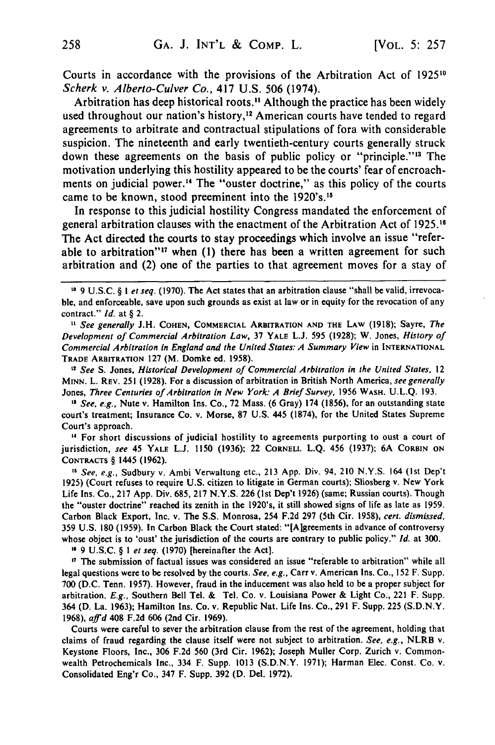Courts in accordance with the provisions of the Arbitration Act of 1925[10] *Scherk v. Alberto-Culver Co.*, 417 U.S. 506 (1974).

Arbitration has deep historical roots.[11] Although the practice has been widely used throughout our nation's history,[12] American courts have tended to regard agreements to arbitrate and contractual stipulations of fora with considerable suspicion. The nineteenth and early twentieth-century courts generally struck down these agreements on the basis of public policy or "principle."[13] The motivation underlying this hostility appeared to be the courts' fear of encroachments on judicial power.[14] The "ouster doctrine," as this policy of the courts came to be known, stood preeminent into the 1920's.[15]

In response to this judicial hostility Congress mandated the enforcement of general arbitration clauses with the enactment of the Arbitration Act of 1925.[16] The Act directed the courts to stay proceedings which involve an issue "referable to arbitration"[17] when (1) there has been a written agreement for such arbitration and (2) one of the parties to that agreement moves for a stay of

---

[10] 9 U.S.C. § 1 *et seq.* (1970). The Act states that an arbitration clause "shall be valid, irrevocable, and enforceable, save upon such grounds as exist at law or in equity for the revocation of any contract." *Id.* at § 2.

[11] *See generally* J.H. COHEN, COMMERCIAL ARBITRATION AND THE LAW (1918); Sayre, *The Development of Commercial Arbitration Law*, 37 YALE L.J. 595 (1928); W. Jones, *History of Commercial Arbitration in England and the United States: A Summary View* in INTERNATIONAL TRADE ARBITRATION 127 (M. Domke ed. 1958).

[12] *See* S. Jones, *Historical Development of Commercial Arbitration in the United States*, 12 MINN. L. REV. 251 (1928). For a discussion of arbitration in British North America, *see generally* Jones, *Three Centuries of Arbitration in New York: A Brief Survey*, 1956 WASH. U.L.Q. 193.

[13] *See, e.g.*, Nute v. Hamilton Ins. Co., 72 Mass. (6 Gray) 174 (1856), for an outstanding state court's treatment; Insurance Co. v. Morse, 87 U.S. 445 (1874), for the United States Supreme Court's approach.

[14] For short discussions of judicial hostility to agreements purporting to oust a court of jurisdiction, *see* 45 YALE L.J. 1150 (1936); 22 CORNELL L.Q. 456 (1937); 6A CORBIN ON CONTRACTS § 1445 (1962).

[15] *See, e.g.*, Sudbury v. Ambi Verwaltung etc., 213 App. Div. 94, 210 N.Y.S. 164 (1st Dep't 1925) (Court refuses to require U.S. citizen to litigate in German courts); Sliosberg v. New York Life Ins. Co., 217 App. Div. 685, 217 N.Y.S. 226 (1st Dep't 1926) (same; Russian courts). Though the "ouster doctrine" reached its zenith in the 1920's, it still showed signs of life as late as 1959. Carbon Black Export, Inc. v. The S.S. Monrosa, 254 F.2d 297 (5th Cir. 1958), *cert. dismissed*, 359 U.S. 180 (1959). In Carbon Black the Court stated: "[A]greements in advance of controversy whose object is to 'oust' the jurisdiction of the courts are contrary to public policy." *Id.* at 300.

[16] 9 U.S.C. § 1 *et seq.* (1970) [hereinafter the Act].

[17] The submission of factual issues was considered an issue "referable to arbitration" while all legal questions were to be resolved by the courts. *See, e.g.*, Carr v. American Ins. Co., 152 F. Supp. 700 (D.C. Tenn. 1957). However, fraud in the inducement was also held to be a proper subject for arbitration. *E.g.*, Southern Bell Tel. & Tel. Co. v. Louisiana Power & Light Co., 221 F. Supp. 364 (D. La. 1963); Hamilton Ins. Co. v. Republic Nat. Life Ins. Co., 291 F. Supp. 225 (S.D.N.Y. 1968), *aff'd* 408 F.2d 606 (2nd Cir. 1969).

Courts were careful to sever the arbitration clause from the rest of the agreement, holding that claims of fraud regarding the clause itself were not subject to arbitration. *See, e.g.*, NLRB v. Keystone Floors, Inc., 306 F.2d 560 (3rd Cir. 1962); Joseph Muller Corp. Zurich v. Commonwealth Petrochemicals Inc., 334 F. Supp. 1013 (S.D.N.Y. 1971); Harman Elec. Const. Co. v. Consolidated Eng'r Co., 347 F. Supp. 392 (D. Del. 1972).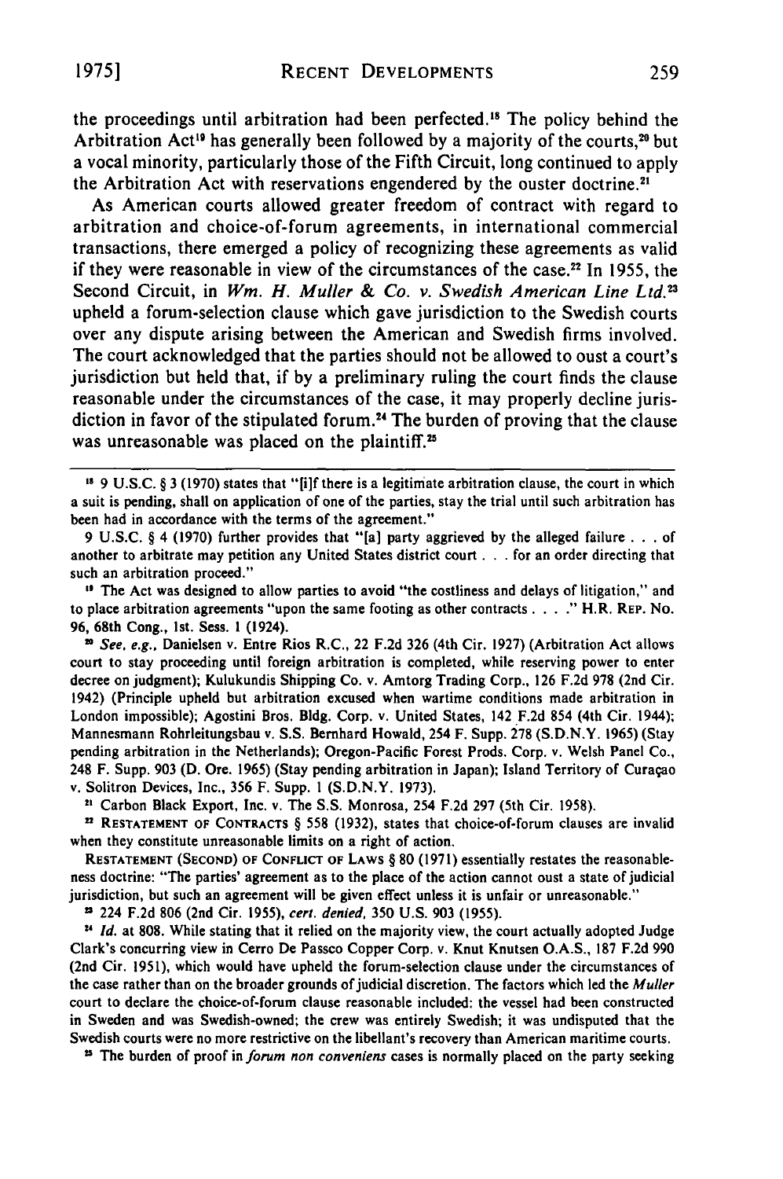the proceedings until arbitration had been perfected.[18] The policy behind the Arbitration Act[19] has generally been followed by a majority of the courts,[20] but a vocal minority, particularly those of the Fifth Circuit, long continued to apply the Arbitration Act with reservations engendered by the ouster doctrine.[21]

As American courts allowed greater freedom of contract with regard to arbitration and choice-of-forum agreements, in international commercial transactions, there emerged a policy of recognizing these agreements as valid if they were reasonable in view of the circumstances of the case.[22] In 1955, the Second Circuit, in *Wm. H. Muller & Co. v. Swedish American Line Ltd.*[23] upheld a forum-selection clause which gave jurisdiction to the Swedish courts over any dispute arising between the American and Swedish firms involved. The court acknowledged that the parties should not be allowed to oust a court's jurisdiction but held that, if by a preliminary ruling the court finds the clause reasonable under the circumstances of the case, it may properly decline jurisdiction in favor of the stipulated forum.[24] The burden of proving that the clause was unreasonable was placed on the plaintiff.[25]

---

[18] 9 U.S.C. § 3 (1970) states that "[i]f there is a legitimate arbitration clause, the court in which a suit is pending, shall on application of one of the parties, stay the trial until such arbitration has been had in accordance with the terms of the agreement."

9 U.S.C. § 4 (1970) further provides that "[a] party aggrieved by the alleged failure . . . of another to arbitrate may petition any United States district court . . . for an order directing that such an arbitration proceed."

[19] The Act was designed to allow parties to avoid "the costliness and delays of litigation," and to place arbitration agreements "upon the same footing as other contracts . . . ." H.R. REP. NO. 96, 68th Cong., 1st. Sess. 1 (1924).

[20] *See, e.g.,* Danielsen v. Entre Rios R.C., 22 F.2d 326 (4th Cir. 1927) (Arbitration Act allows court to stay proceeding until foreign arbitration is completed, while reserving power to enter decree on judgment); Kulukundis Shipping Co. v. Amtorg Trading Corp., 126 F.2d 978 (2nd Cir. 1942) (Principle upheld but arbitration excused when wartime conditions made arbitration in London impossible); Agostini Bros. Bldg. Corp. v. United States, 142 F.2d 854 (4th Cir. 1944); Mannesmann Rohrleitungsbau v. S.S. Bernhard Howald, 254 F. Supp. 278 (S.D.N.Y. 1965) (Stay pending arbitration in the Netherlands); Oregon-Pacific Forest Prods. Corp. v. Welsh Panel Co., 248 F. Supp. 903 (D. Ore. 1965) (Stay pending arbitration in Japan); Island Territory of Curaçao v. Solitron Devices, Inc., 356 F. Supp. 1 (S.D.N.Y. 1973).

[21] Carbon Black Export, Inc. v. The S.S. Monrosa, 254 F.2d 297 (5th Cir. 1958).

[22] RESTATEMENT OF CONTRACTS § 558 (1932), states that choice-of-forum clauses are invalid when they constitute unreasonable limits on a right of action.

RESTATEMENT (SECOND) OF CONFLICT OF LAWS § 80 (1971) essentially restates the reasonableness doctrine: "The parties' agreement as to the place of the action cannot oust a state of judicial jurisdiction, but such an agreement will be given effect unless it is unfair or unreasonable."

[23] 224 F.2d 806 (2nd Cir. 1955), *cert. denied*, 350 U.S. 903 (1955).

[24] *Id.* at 808. While stating that it relied on the majority view, the court actually adopted Judge Clark's concurring view in Cerro De Passco Copper Corp. v. Knut Knutsen O.A.S., 187 F.2d 990 (2nd Cir. 1951), which would have upheld the forum-selection clause under the circumstances of the case rather than on the broader grounds of judicial discretion. The factors which led the *Muller* court to declare the choice-of-forum clause reasonable included: the vessel had been constructed in Sweden and was Swedish-owned; the crew was entirely Swedish; it was undisputed that the Swedish courts were no more restrictive on the libellant's recovery than American maritime courts.

[25] The burden of proof in *forum non conveniens* cases is normally placed on the party seeking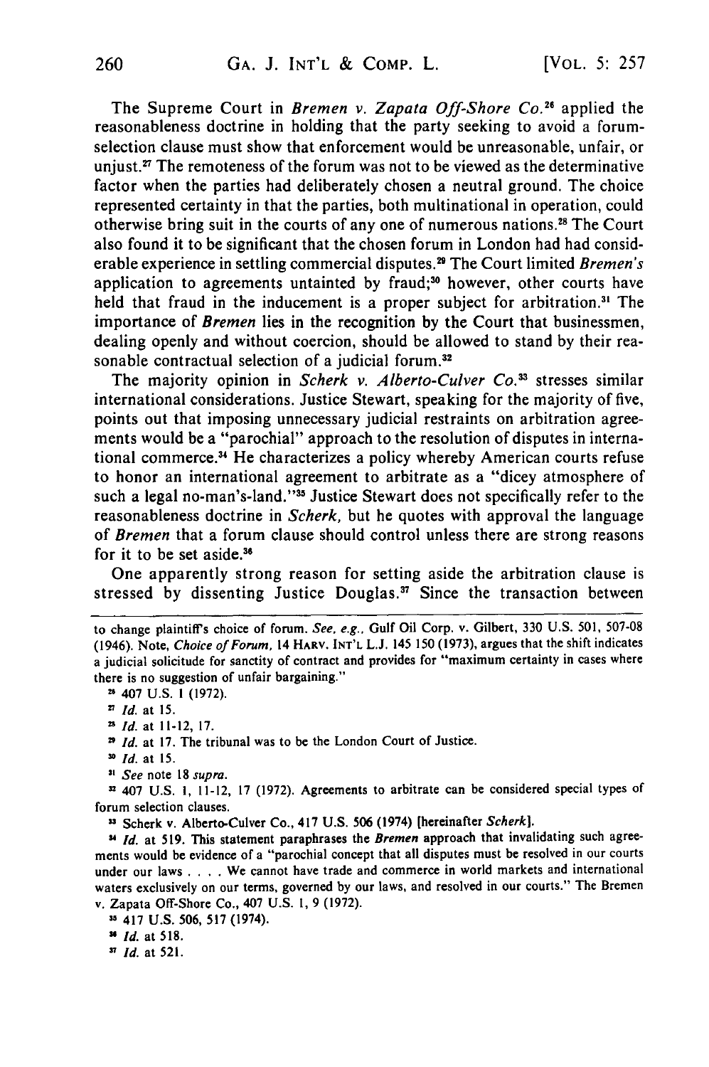The Supreme Court in *Bremen v. Zapata Off-Shore Co.*[26] applied the reasonableness doctrine in holding that the party seeking to avoid a forum-selection clause must show that enforcement would be unreasonable, unfair, or unjust.[27] The remoteness of the forum was not to be viewed as the determinative factor when the parties had deliberately chosen a neutral ground. The choice represented certainty in that the parties, both multinational in operation, could otherwise bring suit in the courts of any one of numerous nations.[28] The Court also found it to be significant that the chosen forum in London had had considerable experience in settling commercial disputes.[29] The Court limited *Bremen's* application to agreements untainted by fraud;[30] however, other courts have held that fraud in the inducement is a proper subject for arbitration.[31] The importance of *Bremen* lies in the recognition by the Court that businessmen, dealing openly and without coercion, should be allowed to stand by their reasonable contractual selection of a judicial forum.[32]

The majority opinion in *Scherk v. Alberto-Culver Co.*[33] stresses similar international considerations. Justice Stewart, speaking for the majority of five, points out that imposing unnecessary judicial restraints on arbitration agreements would be a "parochial" approach to the resolution of disputes in international commerce.[34] He characterizes a policy whereby American courts refuse to honor an international agreement to arbitrate as a "dicey atmosphere of such a legal no-man's-land."[35] Justice Stewart does not specifically refer to the reasonableness doctrine in *Scherk*, but he quotes with approval the language of *Bremen* that a forum clause should control unless there are strong reasons for it to be set aside.[36]

One apparently strong reason for setting aside the arbitration clause is stressed by dissenting Justice Douglas.[37] Since the transaction between

---

to change plaintiff's choice of forum. *See, e.g.*, Gulf Oil Corp. v. Gilbert, 330 U.S. 501, 507-08 (1946). Note, *Choice of Forum*, 14 HARV. INT'L L.J. 145 150 (1973), argues that the shift indicates a judicial solicitude for sanctity of contract and provides for "maximum certainty in cases where there is no suggestion of unfair bargaining."

[26] 407 U.S. 1 (1972).

[27] *Id.* at 15.

[28] *Id.* at 11-12, 17.

[29] *Id.* at 17. The tribunal was to be the London Court of Justice.

[30] *Id.* at 15.

[31] *See* note 18 *supra*.

[32] 407 U.S. 1, 11-12, 17 (1972). Agreements to arbitrate can be considered special types of forum selection clauses.

[33] Scherk v. Alberto-Culver Co., 417 U.S. 506 (1974) [hereinafter *Scherk*].

[34] *Id.* at 519. This statement paraphrases the *Bremen* approach that invalidating such agreements would be evidence of a "parochial concept that all disputes must be resolved in our courts under our laws . . . . We cannot have trade and commerce in world markets and international waters exclusively on our terms, governed by our laws, and resolved in our courts." The Bremen v. Zapata Off-Shore Co., 407 U.S. 1, 9 (1972).

[35] 417 U.S. 506, 517 (1974).

[36] *Id.* at 518.

[37] *Id.* at 521.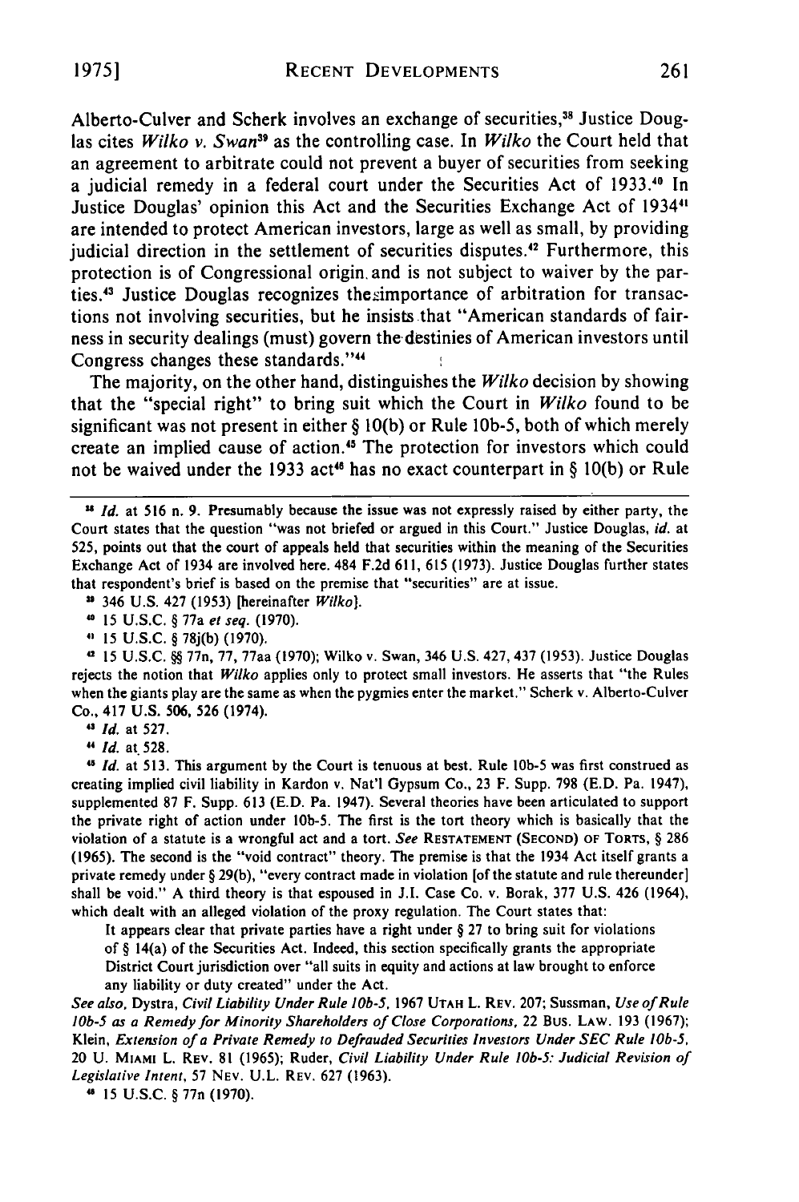Alberto-Culver and Scherk involves an exchange of securities,[38] Justice Douglas cites *Wilko v. Swan*[39] as the controlling case. In *Wilko* the Court held that an agreement to arbitrate could not prevent a buyer of securities from seeking a judicial remedy in a federal court under the Securities Act of 1933.[40] In Justice Douglas' opinion this Act and the Securities Exchange Act of 1934[41] are intended to protect American investors, large as well as small, by providing judicial direction in the settlement of securities disputes.[42] Furthermore, this protection is of Congressional origin and is not subject to waiver by the parties.[43] Justice Douglas recognizes the importance of arbitration for transactions not involving securities, but he insists that "American standards of fairness in security dealings (must) govern the destinies of American investors until Congress changes these standards."[44]

The majority, on the other hand, distinguishes the *Wilko* decision by showing that the "special right" to bring suit which the Court in *Wilko* found to be significant was not present in either § 10(b) or Rule 10b-5, both of which merely create an implied cause of action.[45] The protection for investors which could not be waived under the 1933 act[46] has no exact counterpart in § 10(b) or Rule

---

[38] *Id.* at 516 n. 9. Presumably because the issue was not expressly raised by either party, the Court states that the question "was not briefed or argued in this Court." Justice Douglas, *id.* at 525, points out that the court of appeals held that securities within the meaning of the Securities Exchange Act of 1934 are involved here. 484 F.2d 611, 615 (1973). Justice Douglas further states that respondent's brief is based on the premise that "securities" are at issue.

[39] 346 U.S. 427 (1953) [hereinafter *Wilko*].

[40] 15 U.S.C. § 77a *et seq.* (1970).

[41] 15 U.S.C. § 78j(b) (1970).

[42] 15 U.S.C. §§ 77n, 77, 77aa (1970); Wilko v. Swan, 346 U.S. 427, 437 (1953). Justice Douglas rejects the notion that *Wilko* applies only to protect small investors. He asserts that "the Rules when the giants play are the same as when the pygmies enter the market." Scherk v. Alberto-Culver Co., 417 U.S. 506, 526 (1974).

[43] *Id.* at 527.

[44] *Id.* at 528.

[45] *Id.* at 513. This argument by the Court is tenuous at best. Rule 10b-5 was first construed as creating implied civil liability in Kardon v. Nat'l Gypsum Co., 23 F. Supp. 798 (E.D. Pa. 1947), supplemented 87 F. Supp. 613 (E.D. Pa. 1947). Several theories have been articulated to support the private right of action under 10b-5. The first is the tort theory which is basically that the violation of a statute is a wrongful act and a tort. *See* RESTATEMENT (SECOND) OF TORTS, § 286 (1965). The second is the "void contract" theory. The premise is that the 1934 Act itself grants a private remedy under § 29(b), "every contract made in violation [of the statute and rule thereunder] shall be void." A third theory is that espoused in J.I. Case Co. v. Borak, 377 U.S. 426 (1964), which dealt with an alleged violation of the proxy regulation. The Court states that:

> It appears clear that private parties have a right under § 27 to bring suit for violations of § 14(a) of the Securities Act. Indeed, this section specifically grants the appropriate District Court jurisdiction over "all suits in equity and actions at law brought to enforce any liability or duty created" under the Act.

*See also*, Dystra, *Civil Liability Under Rule 10b-5*, 1967 UTAH L. REV. 207; Sussman, *Use of Rule 10b-5 as a Remedy for Minority Shareholders of Close Corporations*, 22 BUS. LAW. 193 (1967); Klein, *Extension of a Private Remedy to Defrauded Securities Investors Under SEC Rule 10b-5*, 20 U. MIAMI L. REV. 81 (1965); Ruder, *Civil Liability Under Rule 10b-5: Judicial Revision of Legislative Intent*, 57 NEV. U.L. REV. 627 (1963).

[46] 15 U.S.C. § 77n (1970).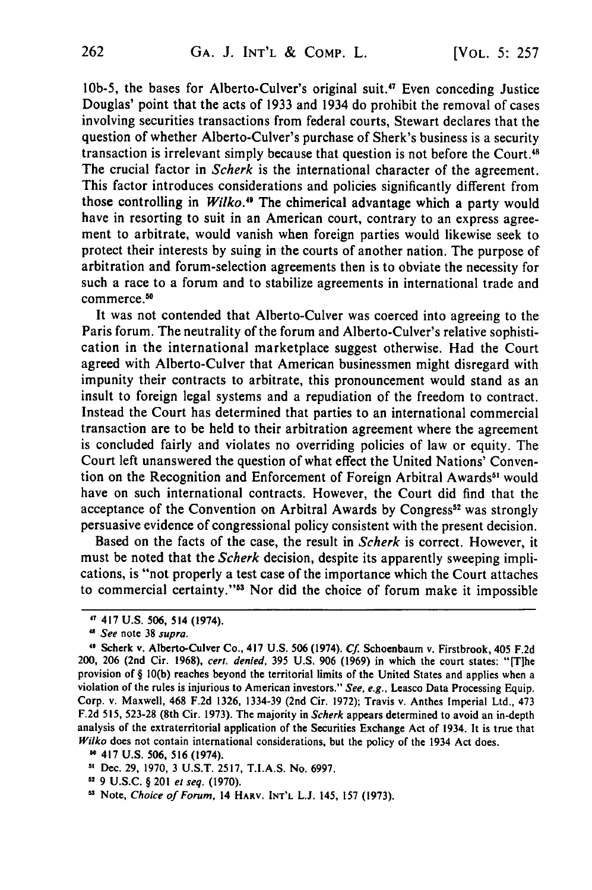10b-5, the bases for Alberto-Culver's original suit.[47] Even conceding Justice Douglas' point that the acts of 1933 and 1934 do prohibit the removal of cases involving securities transactions from federal courts, Stewart declares that the question of whether Alberto-Culver's purchase of Sherk's business is a security transaction is irrelevant simply because that question is not before the Court.[48] The crucial factor in *Scherk* is the international character of the agreement. This factor introduces considerations and policies significantly different from those controlling in *Wilko*.[49] The chimerical advantage which a party would have in resorting to suit in an American court, contrary to an express agreement to arbitrate, would vanish when foreign parties would likewise seek to protect their interests by suing in the courts of another nation. The purpose of arbitration and forum-selection agreements then is to obviate the necessity for such a race to a forum and to stabilize agreements in international trade and commerce.[50]

It was not contended that Alberto-Culver was coerced into agreeing to the Paris forum. The neutrality of the forum and Alberto-Culver's relative sophistication in the international marketplace suggest otherwise. Had the Court agreed with Alberto-Culver that American businessmen might disregard with impunity their contracts to arbitrate, this pronouncement would stand as an insult to foreign legal systems and a repudiation of the freedom to contract. Instead the Court has determined that parties to an international commercial transaction are to be held to their arbitration agreement where the agreement is concluded fairly and violates no overriding policies of law or equity. The Court left unanswered the question of what effect the United Nations' Convention on the Recognition and Enforcement of Foreign Arbitral Awards[51] would have on such international contracts. However, the Court did find that the acceptance of the Convention on Arbitral Awards by Congress[52] was strongly persuasive evidence of congressional policy consistent with the present decision.

Based on the facts of the case, the result in *Scherk* is correct. However, it must be noted that the *Scherk* decision, despite its apparently sweeping implications, is "not properly a test case of the importance which the Court attaches to commercial certainty."[53] Nor did the choice of forum make it impossible

---

[47] 417 U.S. 506, 514 (1974).

[48] *See* note 38 *supra*.

[49] Scherk v. Alberto-Culver Co., 417 U.S. 506 (1974). *Cf.* Schoenbaum v. Firstbrook, 405 F.2d 200, 206 (2nd Cir. 1968), *cert. denied*, 395 U.S. 906 (1969) in which the court states: "[T]he provision of § 10(b) reaches beyond the territorial limits of the United States and applies when a violation of the rules is injurious to American investors." *See, e.g.*, Leasco Data Processing Equip. Corp. v. Maxwell, 468 F.2d 1326, 1334-39 (2nd Cir. 1972); Travis v. Anthes Imperial Ltd., 473 F.2d 515, 523-28 (8th Cir. 1973). The majority in *Scherk* appears determined to avoid an in-depth analysis of the extraterritorial application of the Securities Exchange Act of 1934. It is true that *Wilko* does not contain international considerations, but the policy of the 1934 Act does.

[50] 417 U.S. 506, 516 (1974).

[51] Dec. 29, 1970, 3 U.S.T. 2517, T.I.A.S. No. 6997.

[52] 9 U.S.C. § 201 *et seq.* (1970).

[53] Note, *Choice of Forum*, 14 HARV. INT'L L.J. 145, 157 (1973).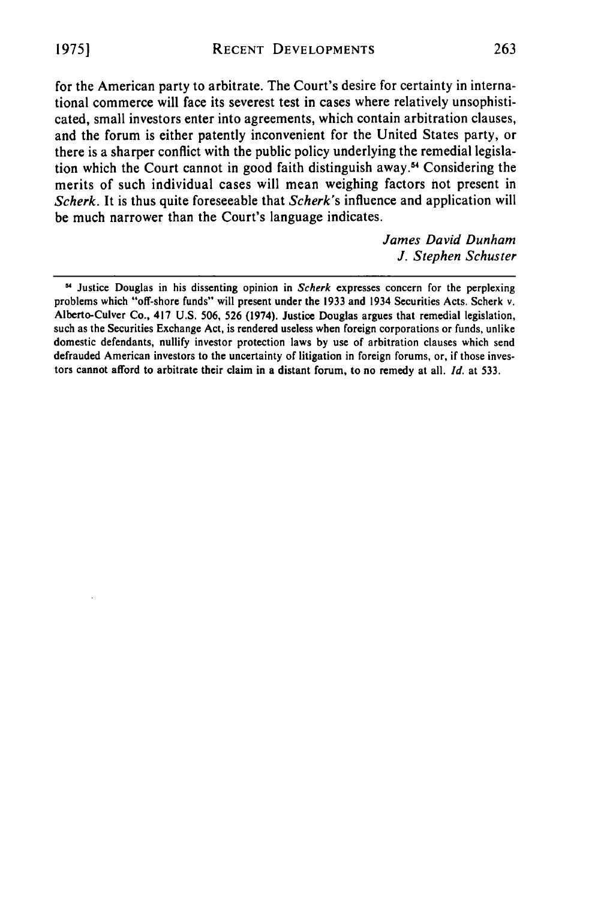for the American party to arbitrate. The Court's desire for certainty in international commerce will face its severest test in cases where relatively unsophisticated, small investors enter into agreements, which contain arbitration clauses, and the forum is either patently inconvenient for the United States party, or there is a sharper conflict with the public policy underlying the remedial legislation which the Court cannot in good faith distinguish away.[54] Considering the merits of such individual cases will mean weighing factors not present in *Scherk*. It is thus quite foreseeable that *Scherk*'s influence and application will be much narrower than the Court's language indicates.

*James David Dunham*
*J. Stephen Schuster*

---

[54] Justice Douglas in his dissenting opinion in *Scherk* expresses concern for the perplexing problems which "off-shore funds" will present under the 1933 and 1934 Securities Acts. Scherk v. Alberto-Culver Co., 417 U.S. 506, 526 (1974). Justice Douglas argues that remedial legislation, such as the Securities Exchange Act, is rendered useless when foreign corporations or funds, unlike domestic defendants, nullify investor protection laws by use of arbitration clauses which send defrauded American investors to the uncertainty of litigation in foreign forums, or, if those investors cannot afford to arbitrate their claim in a distant forum, to no remedy at all. *Id.* at 533.